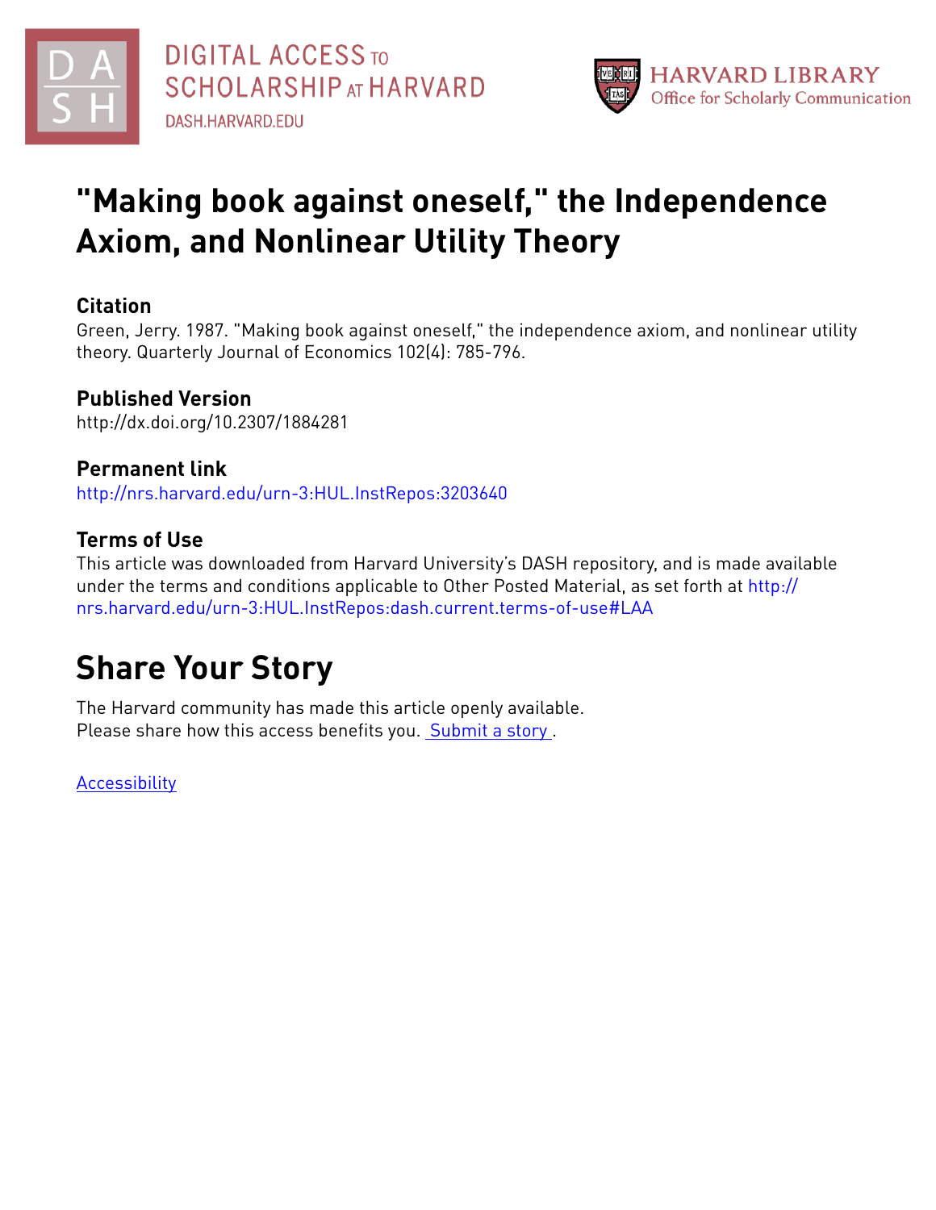DIGITAL ACCESS TO SCHOLARSHIP AT HARVARD
DASH.HARVARD.EDU

HARVARD LIBRARY
Office for Scholarly Communication

# "Making book against oneself," the Independence Axiom, and Nonlinear Utility Theory

## Citation

Green, Jerry. 1987. "Making book against oneself," the independence axiom, and nonlinear utility theory. Quarterly Journal of Economics 102(4): 785-796.

## Published Version

http://dx.doi.org/10.2307/1884281

## Permanent link

http://nrs.harvard.edu/urn-3:HUL.InstRepos:3203640

## Terms of Use

This article was downloaded from Harvard University's DASH repository, and is made available under the terms and conditions applicable to Other Posted Material, as set forth at http://nrs.harvard.edu/urn-3:HUL.InstRepos:dash.current.terms-of-use#LAA

# Share Your Story

The Harvard community has made this article openly available.
Please share how this access benefits you. Submit a story .

Accessibility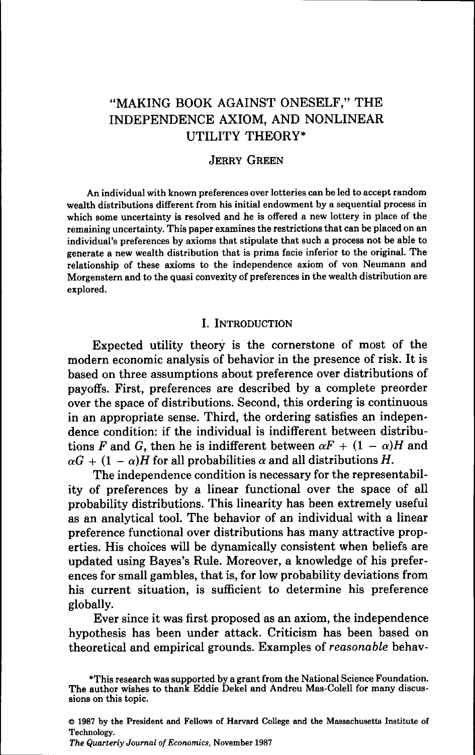# "MAKING BOOK AGAINST ONESELF," THE INDEPENDENCE AXIOM, AND NONLINEAR UTILITY THEORY*

JERRY GREEN

An individual with known preferences over lotteries can be led to accept random wealth distributions different from his initial endowment by a sequential process in which some uncertainty is resolved and he is offered a new lottery in place of the remaining uncertainty. This paper examines the restrictions that can be placed on an individual's preferences by axioms that stipulate that such a process not be able to generate a new wealth distribution that is prima facie inferior to the original. The relationship of these axioms to the independence axiom of von Neumann and Morgenstern and to the quasi convexity of preferences in the wealth distribution are explored.

## I. INTRODUCTION

Expected utility theory is the cornerstone of most of the modern economic analysis of behavior in the presence of risk. It is based on three assumptions about preference over distributions of payoffs. First, preferences are described by a complete preorder over the space of distributions. Second, this ordering is continuous in an appropriate sense. Third, the ordering satisfies an independence condition: if the individual is indifferent between distributions $F$ and $G$, then he is indifferent between $\alpha F + (1 - \alpha)H$ and $\alpha G + (1 - \alpha)H$ for all probabilities $\alpha$ and all distributions $H$.

The independence condition is necessary for the representability of preferences by a linear functional over the space of all probability distributions. This linearity has been extremely useful as an analytical tool. The behavior of an individual with a linear preference functional over distributions has many attractive properties. His choices will be dynamically consistent when beliefs are updated using Bayes's Rule. Moreover, a knowledge of his preferences for small gambles, that is, for low probability deviations from his current situation, is sufficient to determine his preference globally.

Ever since it was first proposed as an axiom, the independence hypothesis has been under attack. Criticism has been based on theoretical and empirical grounds. Examples of *reasonable* behav-

*This research was supported by a grant from the National Science Foundation. The author wishes to thank Eddie Dekel and Andreu Mas-Colell for many discussions on this topic.

© 1987 by the President and Fellows of Harvard College and the Massachusetts Institute of Technology.
*The Quarterly Journal of Economics*, November 1987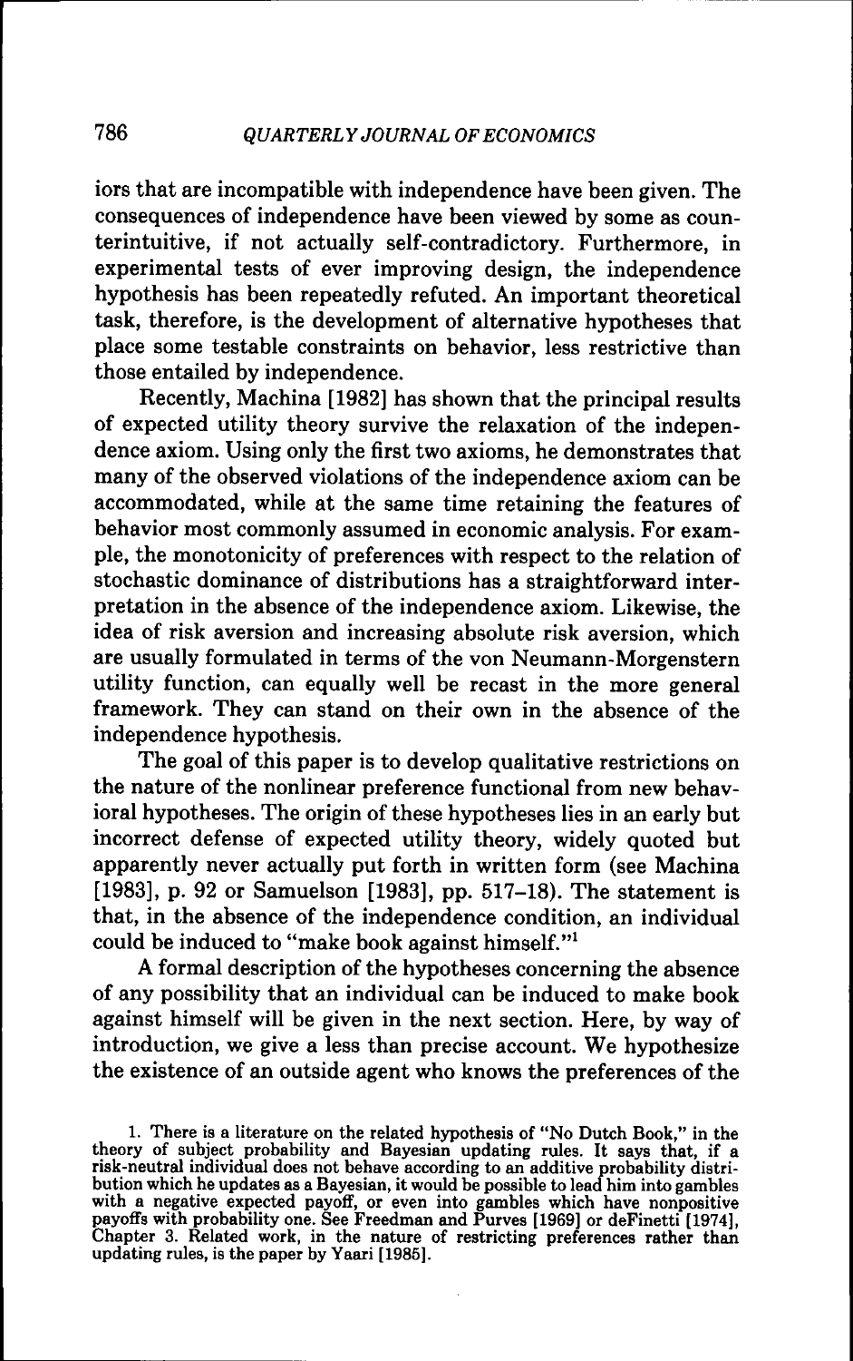iors that are incompatible with independence have been given. The consequences of independence have been viewed by some as counterintuitive, if not actually self-contradictory. Furthermore, in experimental tests of ever improving design, the independence hypothesis has been repeatedly refuted. An important theoretical task, therefore, is the development of alternative hypotheses that place some testable constraints on behavior, less restrictive than those entailed by independence.

Recently, Machina [1982] has shown that the principal results of expected utility theory survive the relaxation of the independence axiom. Using only the first two axioms, he demonstrates that many of the observed violations of the independence axiom can be accommodated, while at the same time retaining the features of behavior most commonly assumed in economic analysis. For example, the monotonicity of preferences with respect to the relation of stochastic dominance of distributions has a straightforward interpretation in the absence of the independence axiom. Likewise, the idea of risk aversion and increasing absolute risk aversion, which are usually formulated in terms of the von Neumann-Morgenstern utility function, can equally well be recast in the more general framework. They can stand on their own in the absence of the independence hypothesis.

The goal of this paper is to develop qualitative restrictions on the nature of the nonlinear preference functional from new behavioral hypotheses. The origin of these hypotheses lies in an early but incorrect defense of expected utility theory, widely quoted but apparently never actually put forth in written form (see Machina [1983], p. 92 or Samuelson [1983], pp. 517–18). The statement is that, in the absence of the independence condition, an individual could be induced to "make book against himself."[1]

A formal description of the hypotheses concerning the absence of any possibility that an individual can be induced to make book against himself will be given in the next section. Here, by way of introduction, we give a less than precise account. We hypothesize the existence of an outside agent who knows the preferences of the

1. There is a literature on the related hypothesis of "No Dutch Book," in the theory of subject probability and Bayesian updating rules. It says that, if a risk-neutral individual does not behave according to an additive probability distribution which he updates as a Bayesian, it would be possible to lead him into gambles with a negative expected payoff, or even into gambles which have nonpositive payoffs with probability one. See Freedman and Purves [1969] or deFinetti [1974], Chapter 3. Related work, in the nature of restricting preferences rather than updating rules, is the paper by Yaari [1985].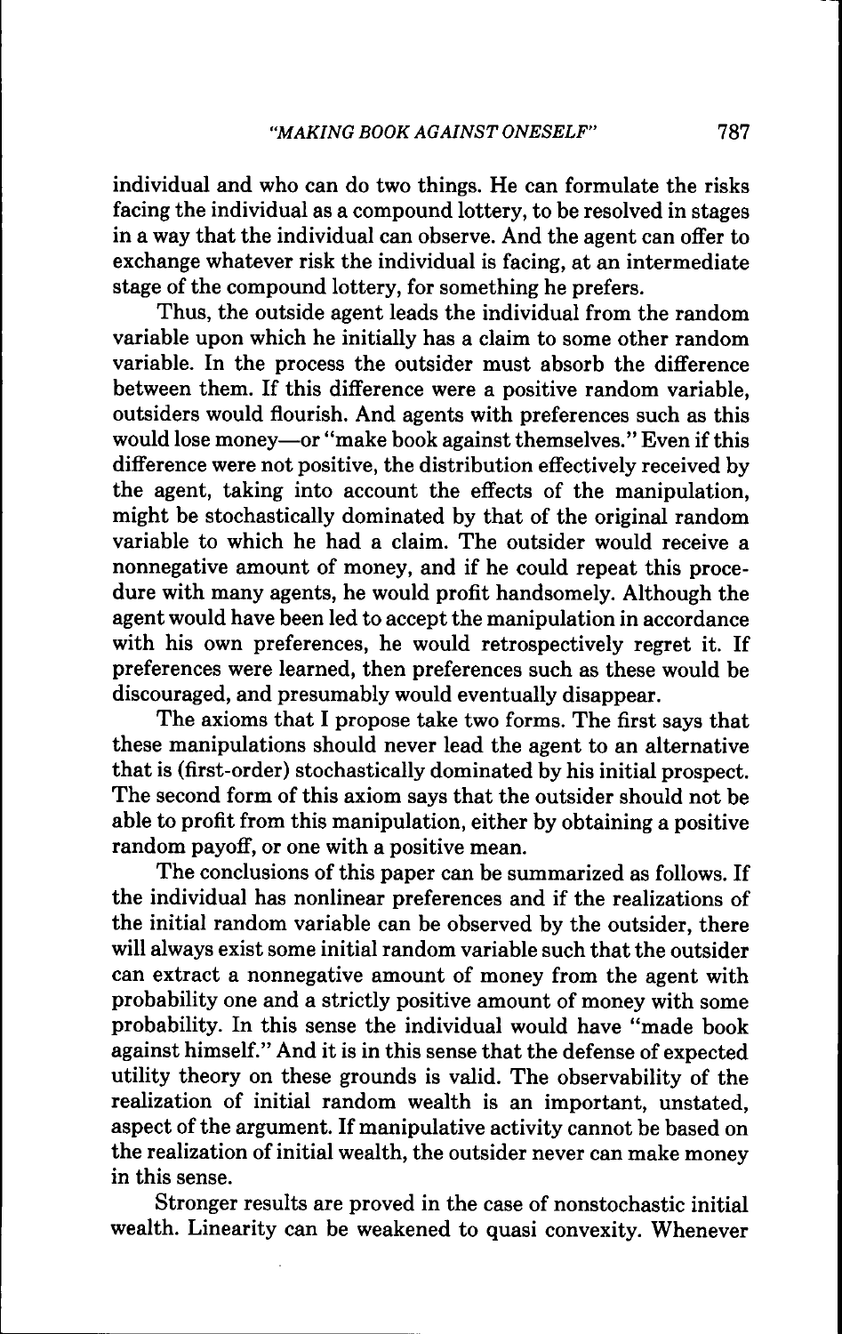individual and who can do two things. He can formulate the risks facing the individual as a compound lottery, to be resolved in stages in a way that the individual can observe. And the agent can offer to exchange whatever risk the individual is facing, at an intermediate stage of the compound lottery, for something he prefers.

Thus, the outside agent leads the individual from the random variable upon which he initially has a claim to some other random variable. In the process the outsider must absorb the difference between them. If this difference were a positive random variable, outsiders would flourish. And agents with preferences such as this would lose money—or "make book against themselves." Even if this difference were not positive, the distribution effectively received by the agent, taking into account the effects of the manipulation, might be stochastically dominated by that of the original random variable to which he had a claim. The outsider would receive a nonnegative amount of money, and if he could repeat this procedure with many agents, he would profit handsomely. Although the agent would have been led to accept the manipulation in accordance with his own preferences, he would retrospectively regret it. If preferences were learned, then preferences such as these would be discouraged, and presumably would eventually disappear.

The axioms that I propose take two forms. The first says that these manipulations should never lead the agent to an alternative that is (first-order) stochastically dominated by his initial prospect. The second form of this axiom says that the outsider should not be able to profit from this manipulation, either by obtaining a positive random payoff, or one with a positive mean.

The conclusions of this paper can be summarized as follows. If the individual has nonlinear preferences and if the realizations of the initial random variable can be observed by the outsider, there will always exist some initial random variable such that the outsider can extract a nonnegative amount of money from the agent with probability one and a strictly positive amount of money with some probability. In this sense the individual would have "made book against himself." And it is in this sense that the defense of expected utility theory on these grounds is valid. The observability of the realization of initial random wealth is an important, unstated, aspect of the argument. If manipulative activity cannot be based on the realization of initial wealth, the outsider never can make money in this sense.

Stronger results are proved in the case of nonstochastic initial wealth. Linearity can be weakened to quasi convexity. Whenever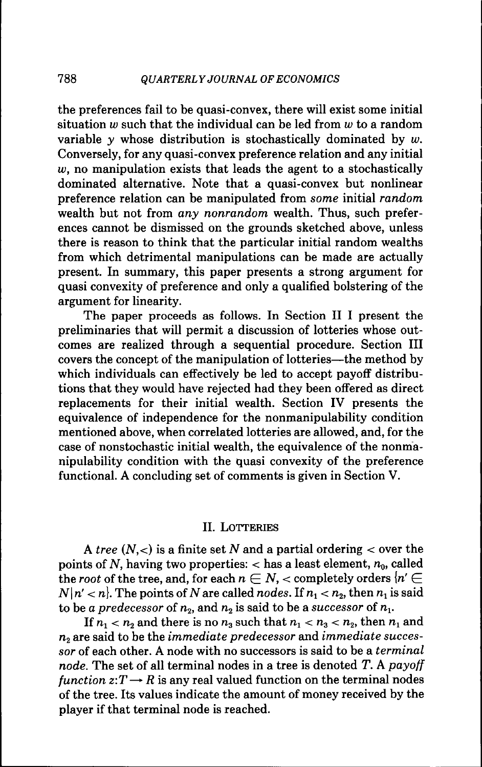the preferences fail to be quasi-convex, there will exist some initial situation $w$ such that the individual can be led from $w$ to a random variable $y$ whose distribution is stochastically dominated by $w$. Conversely, for any quasi-convex preference relation and any initial $w$, no manipulation exists that leads the agent to a stochastically dominated alternative. Note that a quasi-convex but nonlinear preference relation can be manipulated from *some* initial *random* wealth but not from *any nonrandom* wealth. Thus, such preferences cannot be dismissed on the grounds sketched above, unless there is reason to think that the particular initial random wealths from which detrimental manipulations can be made are actually present. In summary, this paper presents a strong argument for quasi convexity of preference and only a qualified bolstering of the argument for linearity.

The paper proceeds as follows. In Section II I present the preliminaries that will permit a discussion of lotteries whose outcomes are realized through a sequential procedure. Section III covers the concept of the manipulation of lotteries—the method by which individuals can effectively be led to accept payoff distributions that they would have rejected had they been offered as direct replacements for their initial wealth. Section IV presents the equivalence of independence for the nonmanipulability condition mentioned above, when correlated lotteries are allowed, and, for the case of nonstochastic initial wealth, the equivalence of the nonmanipulability condition with the quasi convexity of the preference functional. A concluding set of comments is given in Section V.

## II. Lotteries

A *tree* $(N,<)$ is a finite set $N$ and a partial ordering $<$ over the points of $N$, having two properties: $<$ has a least element, $n_0$, called the *root* of the tree, and, for each $n \in N$, $<$ completely orders $\{n' \in N | n' < n\}$. The points of $N$ are called *nodes*. If $n_1 < n_2$, then $n_1$ is said to be *a predecessor* of $n_2$, and $n_2$ is said to be a *successor* of $n_1$.

If $n_1 < n_2$ and there is no $n_3$ such that $n_1 < n_3 < n_2$, then $n_1$ and $n_2$ are said to be the *immediate predecessor* and *immediate successor* of each other. A node with no successors is said to be a *terminal node*. The set of all terminal nodes in a tree is denoted $T$. A *payoff function* $z{:}T \rightarrow R$ is any real valued function on the terminal nodes of the tree. Its values indicate the amount of money received by the player if that terminal node is reached.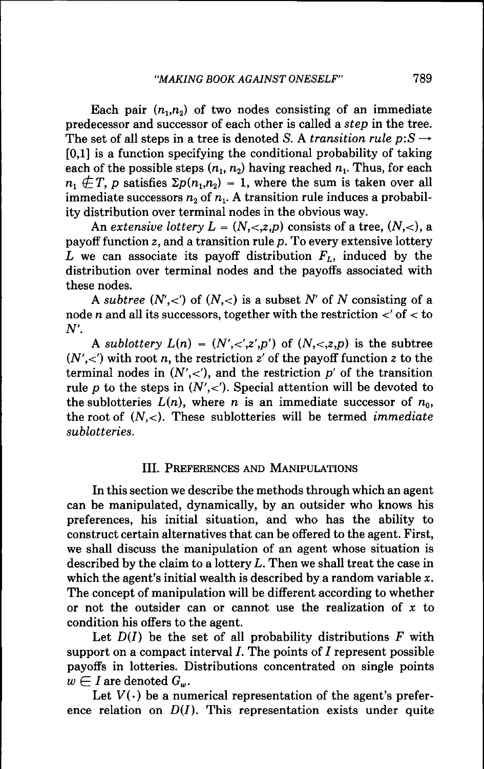Each pair $(n_1,n_2)$ of two nodes consisting of an immediate predecessor and successor of each other is called a *step* in the tree. The set of all steps in a tree is denoted $S$. A *transition rule* $p:S \rightarrow [0,1]$ is a function specifying the conditional probability of taking each of the possible steps $(n_1, n_2)$ having reached $n_1$. Thus, for each $n_1 \notin T$, $p$ satisfies $\Sigma p(n_1,n_2) = 1$, where the sum is taken over all immediate successors $n_2$ of $n_1$. A transition rule induces a probability distribution over terminal nodes in the obvious way.

An *extensive lottery* $L = (N,<,z,p)$ consists of a tree, $(N,<)$, a payoff function $z$, and a transition rule $p$. To every extensive lottery $L$ we can associate its payoff distribution $F_L$, induced by the distribution over terminal nodes and the payoffs associated with these nodes.

A *subtree* $(N',<')$ of $(N,<)$ is a subset $N'$ of $N$ consisting of a node $n$ and all its successors, together with the restriction $<'$ of $<$ to $N'$.

A *sublottery* $L(n) = (N',<',z',p')$ of $(N,<,z,p)$ is the subtree $(N',<')$ with root $n$, the restriction $z'$ of the payoff function $z$ to the terminal nodes in $(N',<')$, and the restriction $p'$ of the transition rule $p$ to the steps in $(N',<')$. Special attention will be devoted to the sublotteries $L(n)$, where $n$ is an immediate successor of $n_0$, the root of $(N,<)$. These sublotteries will be termed *immediate sublotteries*.

## III. Preferences and Manipulations

In this section we describe the methods through which an agent can be manipulated, dynamically, by an outsider who knows his preferences, his initial situation, and who has the ability to construct certain alternatives that can be offered to the agent. First, we shall discuss the manipulation of an agent whose situation is described by the claim to a lottery $L$. Then we shall treat the case in which the agent's initial wealth is described by a random variable $x$. The concept of manipulation will be different according to whether or not the outsider can or cannot use the realization of $x$ to condition his offers to the agent.

Let $D(I)$ be the set of all probability distributions $F$ with support on a compact interval $I$. The points of $I$ represent possible payoffs in lotteries. Distributions concentrated on single points $w \in I$ are denoted $G_w$.

Let $V(\cdot)$ be a numerical representation of the agent's preference relation on $D(I)$. This representation exists under quite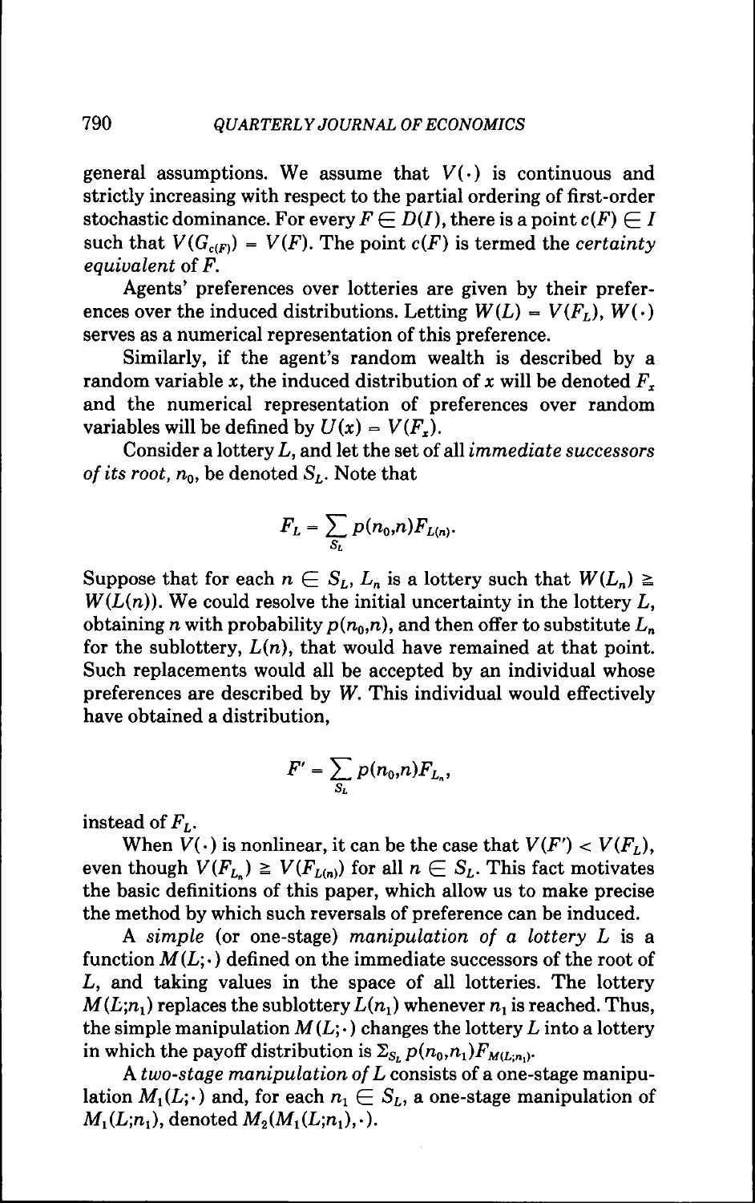general assumptions. We assume that $V(\cdot)$ is continuous and strictly increasing with respect to the partial ordering of first-order stochastic dominance. For every $F \in D(I)$, there is a point $c(F) \in I$ such that $V(G_{c(F)}) = V(F)$. The point $c(F)$ is termed the *certainty equivalent* of $F$.

Agents' preferences over lotteries are given by their preferences over the induced distributions. Letting $W(L) = V(F_L)$, $W(\cdot)$ serves as a numerical representation of this preference.

Similarly, if the agent's random wealth is described by a random variable $x$, the induced distribution of $x$ will be denoted $F_x$ and the numerical representation of preferences over random variables will be defined by $U(x) = V(F_x)$.

Consider a lottery $L$, and let the set of all *immediate successors of its root*, $n_0$, be denoted $S_L$. Note that

$$F_L = \sum_{S_L} p(n_0,n)F_{L(n)}.$$

Suppose that for each $n \in S_L$, $L_n$ is a lottery such that $W(L_n) \geq W(L(n))$. We could resolve the initial uncertainty in the lottery $L$, obtaining $n$ with probability $p(n_0,n)$, and then offer to substitute $L_n$ for the sublottery, $L(n)$, that would have remained at that point. Such replacements would all be accepted by an individual whose preferences are described by $W$. This individual would effectively have obtained a distribution,

$$F' = \sum_{S_L} p(n_0,n)F_{L_n},$$

instead of $F_L$.

When $V(\cdot)$ is nonlinear, it can be the case that $V(F') < V(F_L)$, even though $V(F_{L_n}) \geq V(F_{L(n)})$ for all $n \in S_L$. This fact motivates the basic definitions of this paper, which allow us to make precise the method by which such reversals of preference can be induced.

A *simple* (or one-stage) *manipulation of a lottery* $L$ is a function $M(L;\cdot)$ defined on the immediate successors of the root of $L$, and taking values in the space of all lotteries. The lottery $M(L;n_1)$ replaces the sublottery $L(n_1)$ whenever $n_1$ is reached. Thus, the simple manipulation $M(L;\cdot)$ changes the lottery $L$ into a lottery in which the payoff distribution is $\Sigma_{S_L} p(n_0,n_1)F_{M(L;n_1)}$.

A *two-stage manipulation of* $L$ consists of a one-stage manipulation $M_1(L;\cdot)$ and, for each $n_1 \in S_L$, a one-stage manipulation of $M_1(L;n_1)$, denoted $M_2(M_1(L;n_1),\cdot)$.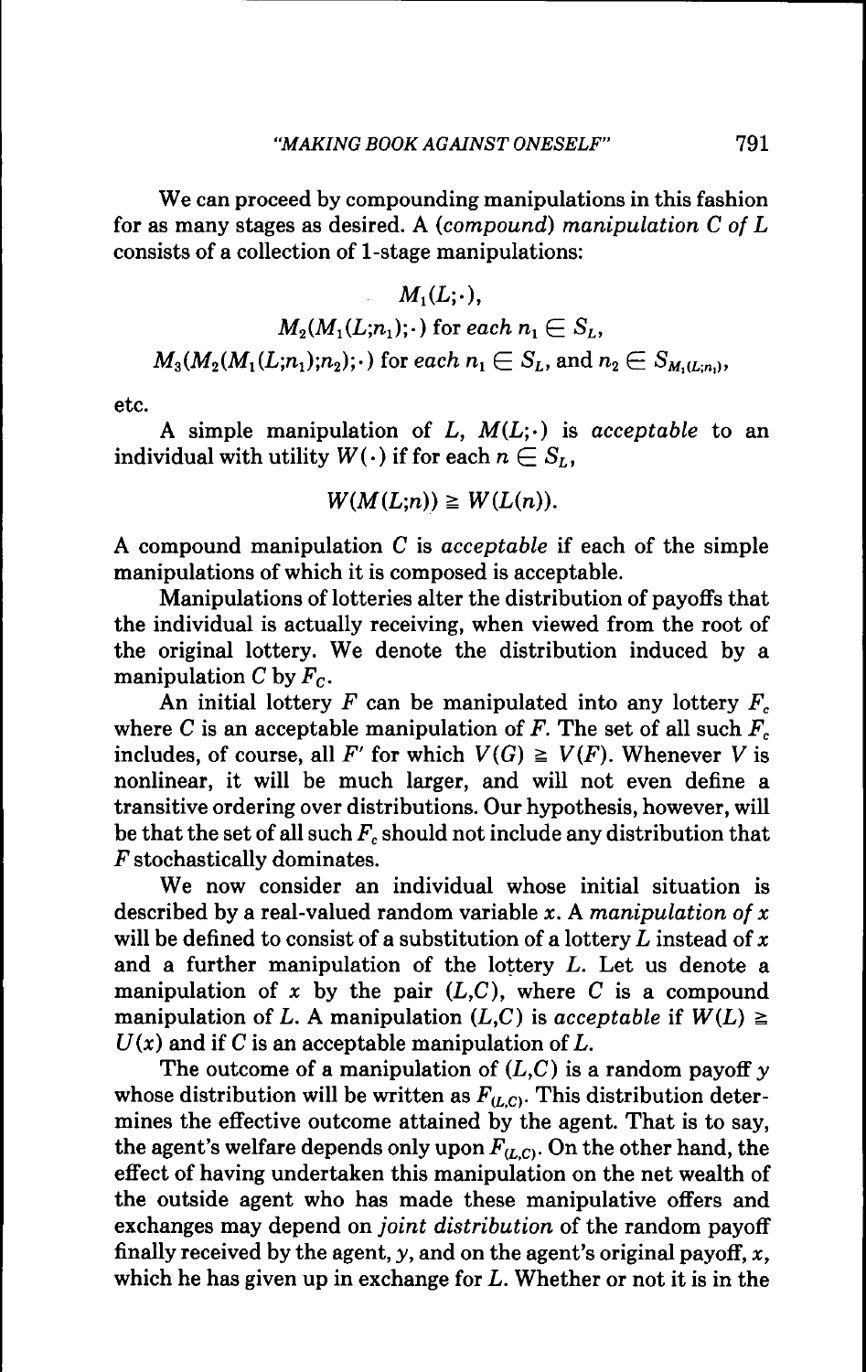We can proceed by compounding manipulations in this fashion for as many stages as desired. A *(compound) manipulation C of L* consists of a collection of 1-stage manipulations:

$$M_1(L;\cdot),$$
$$M_2(M_1(L;n_1);\cdot) \text{ for } each\ n_1 \in S_L,$$
$$M_3(M_2(M_1(L;n_1);n_2);\cdot) \text{ for } each\ n_1 \in S_L, \text{ and } n_2 \in S_{M_1(L;n_1)},$$

etc.

A simple manipulation of $L$, $M(L;\cdot)$ is *acceptable* to an individual with utility $W(\cdot)$ if for each $n \in S_L$,

$$W(M(L;n)) \geq W(L(n)).$$

A compound manipulation $C$ is *acceptable* if each of the simple manipulations of which it is composed is acceptable.

Manipulations of lotteries alter the distribution of payoffs that the individual is actually receiving, when viewed from the root of the original lottery. We denote the distribution induced by a manipulation $C$ by $F_C$.

An initial lottery $F$ can be manipulated into any lottery $F_c$ where $C$ is an acceptable manipulation of $F$. The set of all such $F_c$ includes, of course, all $F'$ for which $V(G) \geq V(F)$. Whenever $V$ is nonlinear, it will be much larger, and will not even define a transitive ordering over distributions. Our hypothesis, however, will be that the set of all such $F_c$ should not include any distribution that $F$ stochastically dominates.

We now consider an individual whose initial situation is described by a real-valued random variable $x$. A *manipulation of x* will be defined to consist of a substitution of a lottery $L$ instead of $x$ and a further manipulation of the lottery $L$. Let us denote a manipulation of $x$ by the pair $(L,C)$, where $C$ is a compound manipulation of $L$. A manipulation $(L,C)$ is *acceptable* if $W(L) \geq U(x)$ and if $C$ is an acceptable manipulation of $L$.

The outcome of a manipulation of $(L,C)$ is a random payoff $y$ whose distribution will be written as $F_{(L,C)}$. This distribution determines the effective outcome attained by the agent. That is to say, the agent's welfare depends only upon $F_{(L,C)}$. On the other hand, the effect of having undertaken this manipulation on the net wealth of the outside agent who has made these manipulative offers and exchanges may depend on *joint distribution* of the random payoff finally received by the agent, $y$, and on the agent's original payoff, $x$, which he has given up in exchange for $L$. Whether or not it is in the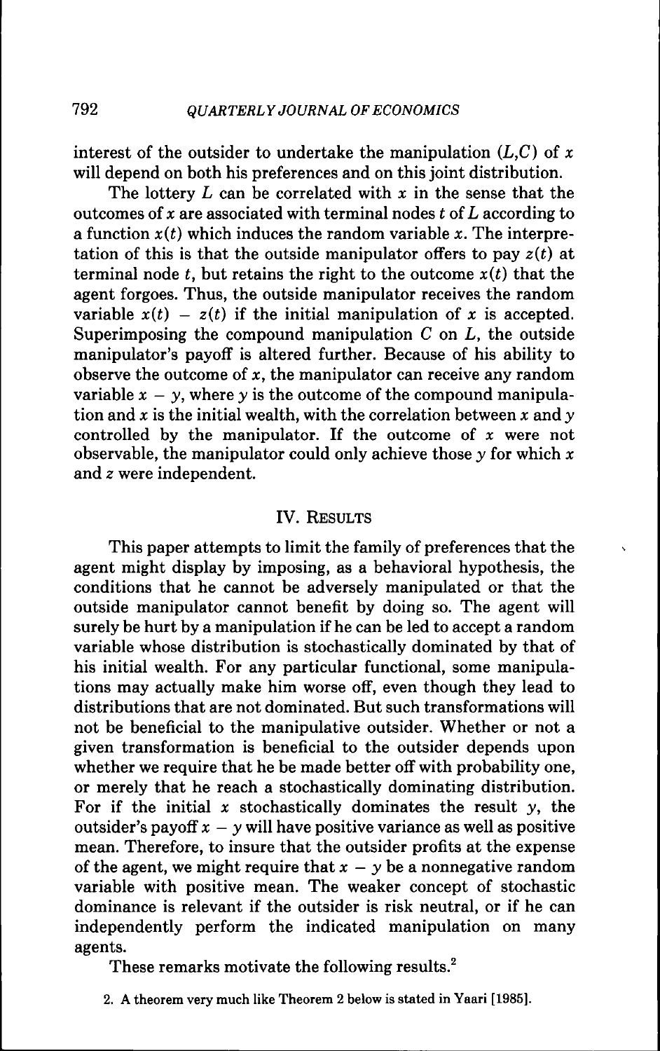interest of the outsider to undertake the manipulation $(L,C)$ of $x$ will depend on both his preferences and on this joint distribution.

The lottery $L$ can be correlated with $x$ in the sense that the outcomes of $x$ are associated with terminal nodes $t$ of $L$ according to a function $x(t)$ which induces the random variable $x$. The interpretation of this is that the outside manipulator offers to pay $z(t)$ at terminal node $t$, but retains the right to the outcome $x(t)$ that the agent forgoes. Thus, the outside manipulator receives the random variable $x(t) - z(t)$ if the initial manipulation of $x$ is accepted. Superimposing the compound manipulation $C$ on $L$, the outside manipulator's payoff is altered further. Because of his ability to observe the outcome of $x$, the manipulator can receive any random variable $x - y$, where $y$ is the outcome of the compound manipulation and $x$ is the initial wealth, with the correlation between $x$ and $y$ controlled by the manipulator. If the outcome of $x$ were not observable, the manipulator could only achieve those $y$ for which $x$ and $z$ were independent.

## IV. Results

This paper attempts to limit the family of preferences that the agent might display by imposing, as a behavioral hypothesis, the conditions that he cannot be adversely manipulated or that the outside manipulator cannot benefit by doing so. The agent will surely be hurt by a manipulation if he can be led to accept a random variable whose distribution is stochastically dominated by that of his initial wealth. For any particular functional, some manipulations may actually make him worse off, even though they lead to distributions that are not dominated. But such transformations will not be beneficial to the manipulative outsider. Whether or not a given transformation is beneficial to the outsider depends upon whether we require that he be made better off with probability one, or merely that he reach a stochastically dominating distribution. For if the initial $x$ stochastically dominates the result $y$, the outsider's payoff $x - y$ will have positive variance as well as positive mean. Therefore, to insure that the outsider profits at the expense of the agent, we might require that $x - y$ be a nonnegative random variable with positive mean. The weaker concept of stochastic dominance is relevant if the outsider is risk neutral, or if he can independently perform the indicated manipulation on many agents.

These remarks motivate the following results.[2]

2. A theorem very much like Theorem 2 below is stated in Yaari [1985].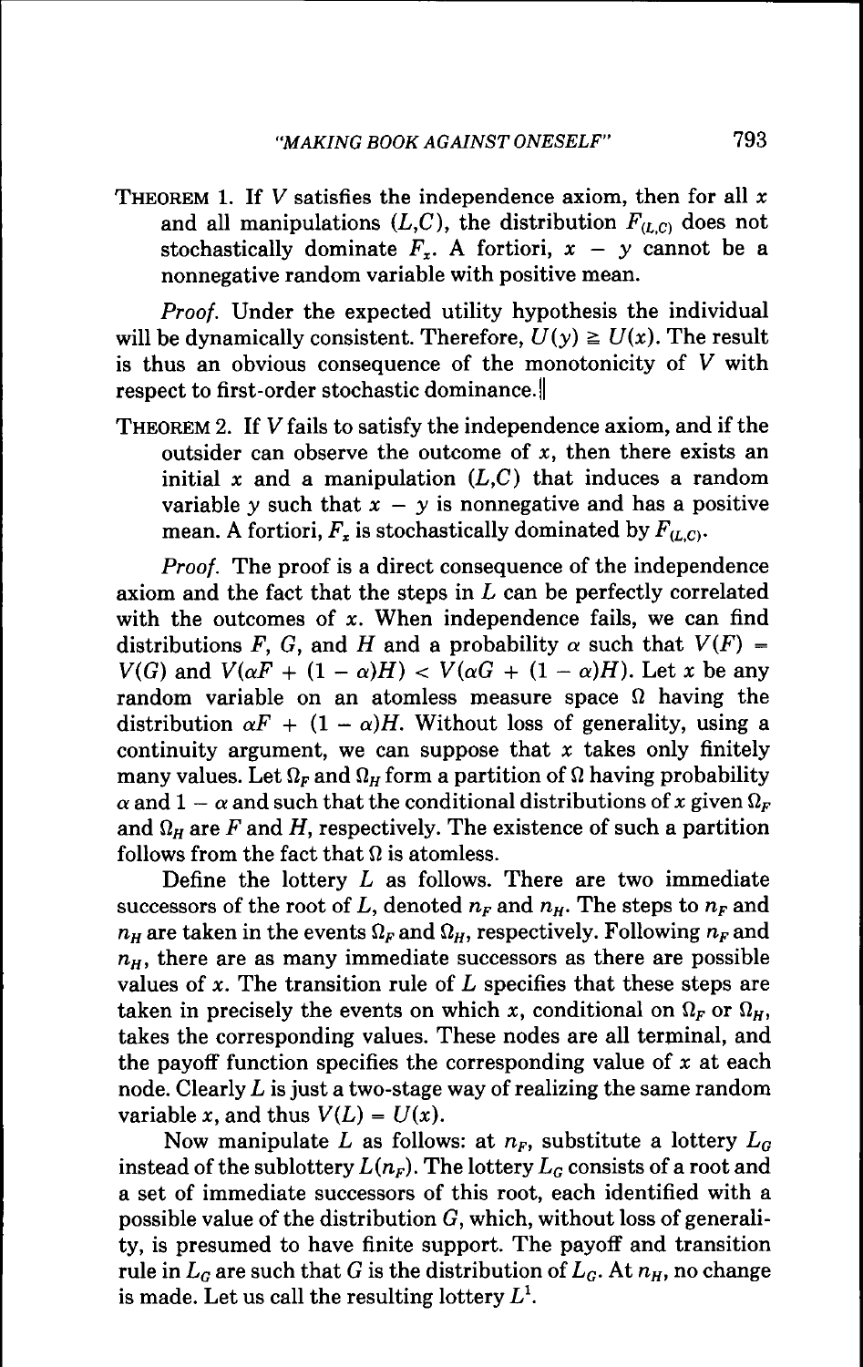THEOREM 1. If $V$ satisfies the independence axiom, then for all $x$ and all manipulations $(L,C)$, the distribution $F_{(L,C)}$ does not stochastically dominate $F_x$. A fortiori, $x - y$ cannot be a nonnegative random variable with positive mean.

*Proof.* Under the expected utility hypothesis the individual will be dynamically consistent. Therefore, $U(y) \geq U(x)$. The result is thus an obvious consequence of the monotonicity of $V$ with respect to first-order stochastic dominance.‖

THEOREM 2. If $V$ fails to satisfy the independence axiom, and if the outsider can observe the outcome of $x$, then there exists an initial $x$ and a manipulation $(L,C)$ that induces a random variable $y$ such that $x - y$ is nonnegative and has a positive mean. A fortiori, $F_x$ is stochastically dominated by $F_{(L,C)}$.

*Proof.* The proof is a direct consequence of the independence axiom and the fact that the steps in $L$ can be perfectly correlated with the outcomes of $x$. When independence fails, we can find distributions $F$, $G$, and $H$ and a probability $\alpha$ such that $V(F) = V(G)$ and $V(\alpha F + (1 - \alpha)H) < V(\alpha G + (1 - \alpha)H)$. Let $x$ be any random variable on an atomless measure space $\Omega$ having the distribution $\alpha F + (1 - \alpha)H$. Without loss of generality, using a continuity argument, we can suppose that $x$ takes only finitely many values. Let $\Omega_F$ and $\Omega_H$ form a partition of $\Omega$ having probability $\alpha$ and $1 - \alpha$ and such that the conditional distributions of $x$ given $\Omega_F$ and $\Omega_H$ are $F$ and $H$, respectively. The existence of such a partition follows from the fact that $\Omega$ is atomless.

Define the lottery $L$ as follows. There are two immediate successors of the root of $L$, denoted $n_F$ and $n_H$. The steps to $n_F$ and $n_H$ are taken in the events $\Omega_F$ and $\Omega_H$, respectively. Following $n_F$ and $n_H$, there are as many immediate successors as there are possible values of $x$. The transition rule of $L$ specifies that these steps are taken in precisely the events on which $x$, conditional on $\Omega_F$ or $\Omega_H$, takes the corresponding values. These nodes are all terminal, and the payoff function specifies the corresponding value of $x$ at each node. Clearly $L$ is just a two-stage way of realizing the same random variable $x$, and thus $V(L) = U(x)$.

Now manipulate $L$ as follows: at $n_F$, substitute a lottery $L_G$ instead of the sublottery $L(n_F)$. The lottery $L_G$ consists of a root and a set of immediate successors of this root, each identified with a possible value of the distribution $G$, which, without loss of generality, is presumed to have finite support. The payoff and transition rule in $L_G$ are such that $G$ is the distribution of $L_G$. At $n_H$, no change is made. Let us call the resulting lottery $L^1$.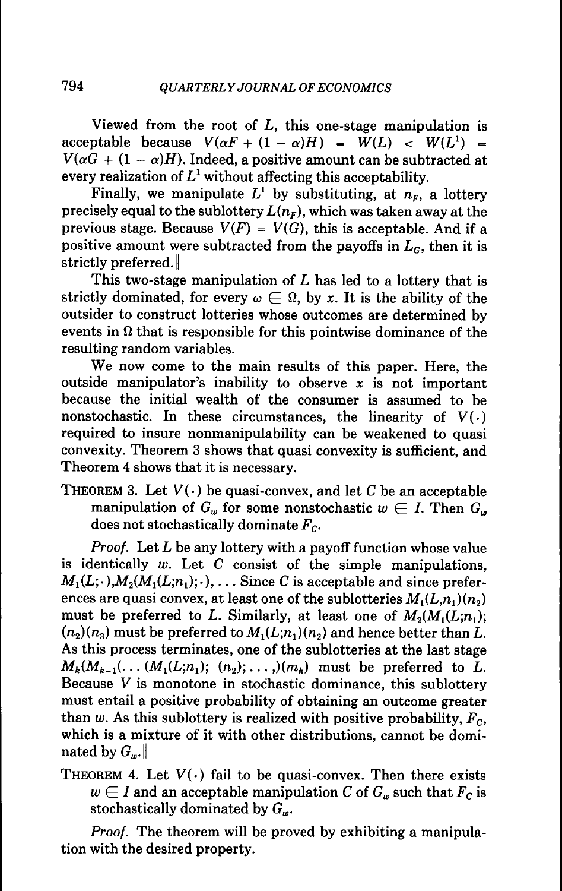Viewed from the root of $L$, this one-stage manipulation is acceptable because $V(\alpha F + (1 - \alpha)H) = W(L) < W(L^1) = V(\alpha G + (1 - \alpha)H)$. Indeed, a positive amount can be subtracted at every realization of $L^1$ without affecting this acceptability.

Finally, we manipulate $L^1$ by substituting, at $n_F$, a lottery precisely equal to the sublottery $L(n_F)$, which was taken away at the previous stage. Because $V(F) = V(G)$, this is acceptable. And if a positive amount were subtracted from the payoffs in $L_G$, then it is strictly preferred.‖

This two-stage manipulation of $L$ has led to a lottery that is strictly dominated, for every $\omega \in \Omega$, by $x$. It is the ability of the outsider to construct lotteries whose outcomes are determined by events in $\Omega$ that is responsible for this pointwise dominance of the resulting random variables.

We now come to the main results of this paper. Here, the outside manipulator's inability to observe $x$ is not important because the initial wealth of the consumer is assumed to be nonstochastic. In these circumstances, the linearity of $V(\cdot)$ required to insure nonmanipulability can be weakened to quasi convexity. Theorem 3 shows that quasi convexity is sufficient, and Theorem 4 shows that it is necessary.

THEOREM 3. Let $V(\cdot)$ be quasi-convex, and let $C$ be an acceptable manipulation of $G_w$ for some nonstochastic $w \in I$. Then $G_w$ does not stochastically dominate $F_C$.

*Proof.* Let $L$ be any lottery with a payoff function whose value is identically $w$. Let $C$ consist of the simple manipulations, $M_1(L;\cdot), M_2(M_1(L;n_1);\cdot), \ldots$ Since $C$ is acceptable and since preferences are quasi convex, at least one of the sublotteries $M_1(L,n_1)(n_2)$ must be preferred to $L$. Similarly, at least one of $M_2(M_1(L;n_1);(n_2)(n_3)$ must be preferred to $M_1(L;n_1)(n_2)$ and hence better than $L$. As this process terminates, one of the sublotteries at the last stage $M_k(M_{k-1}(\ldots(M_1(L;n_1);\ (n_2);\ldots,)(m_k)$ must be preferred to $L$. Because $V$ is monotone in stochastic dominance, this sublottery must entail a positive probability of obtaining an outcome greater than $w$. As this sublottery is realized with positive probability, $F_C$, which is a mixture of it with other distributions, cannot be dominated by $G_w$.‖

THEOREM 4. Let $V(\cdot)$ fail to be quasi-convex. Then there exists $w \in I$ and an acceptable manipulation $C$ of $G_w$ such that $F_C$ is stochastically dominated by $G_w$.

*Proof.* The theorem will be proved by exhibiting a manipulation with the desired property.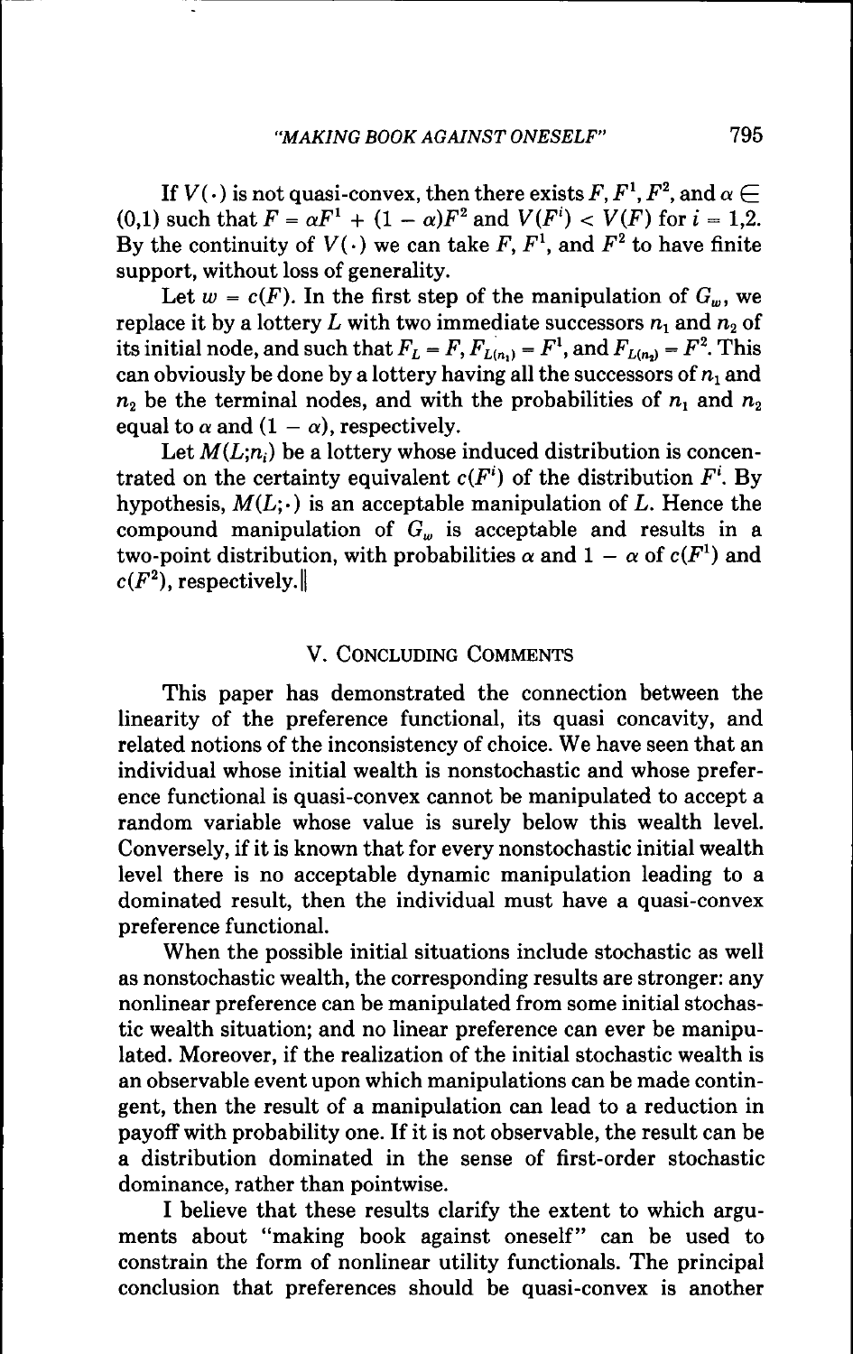If $V(\cdot)$ is not quasi-convex, then there exists $F, F^1, F^2$, and $\alpha \in (0,1)$ such that $F = \alpha F^1 + (1 - \alpha)F^2$ and $V(F^i) < V(F)$ for $i = 1,2$. By the continuity of $V(\cdot)$ we can take $F$, $F^1$, and $F^2$ to have finite support, without loss of generality.

Let $w = c(F)$. In the first step of the manipulation of $G_w$, we replace it by a lottery $L$ with two immediate successors $n_1$ and $n_2$ of its initial node, and such that $F_L = F, F_{L(n_1)} = F^1$, and $F_{L(n_2)} = F^2$. This can obviously be done by a lottery having all the successors of $n_1$ and $n_2$ be the terminal nodes, and with the probabilities of $n_1$ and $n_2$ equal to $\alpha$ and $(1 - \alpha)$, respectively.

Let $M(L;n_i)$ be a lottery whose induced distribution is concentrated on the certainty equivalent $c(F^i)$ of the distribution $F^i$. By hypothesis, $M(L;\cdot)$ is an acceptable manipulation of $L$. Hence the compound manipulation of $G_w$ is acceptable and results in a two-point distribution, with probabilities $\alpha$ and $1 - \alpha$ of $c(F^1)$ and $c(F^2)$, respectively.||

## V. CONCLUDING COMMENTS

This paper has demonstrated the connection between the linearity of the preference functional, its quasi concavity, and related notions of the inconsistency of choice. We have seen that an individual whose initial wealth is nonstochastic and whose preference functional is quasi-convex cannot be manipulated to accept a random variable whose value is surely below this wealth level. Conversely, if it is known that for every nonstochastic initial wealth level there is no acceptable dynamic manipulation leading to a dominated result, then the individual must have a quasi-convex preference functional.

When the possible initial situations include stochastic as well as nonstochastic wealth, the corresponding results are stronger: any nonlinear preference can be manipulated from some initial stochastic wealth situation; and no linear preference can ever be manipulated. Moreover, if the realization of the initial stochastic wealth is an observable event upon which manipulations can be made contingent, then the result of a manipulation can lead to a reduction in payoff with probability one. If it is not observable, the result can be a distribution dominated in the sense of first-order stochastic dominance, rather than pointwise.

I believe that these results clarify the extent to which arguments about "making book against oneself" can be used to constrain the form of nonlinear utility functionals. The principal conclusion that preferences should be quasi-convex is another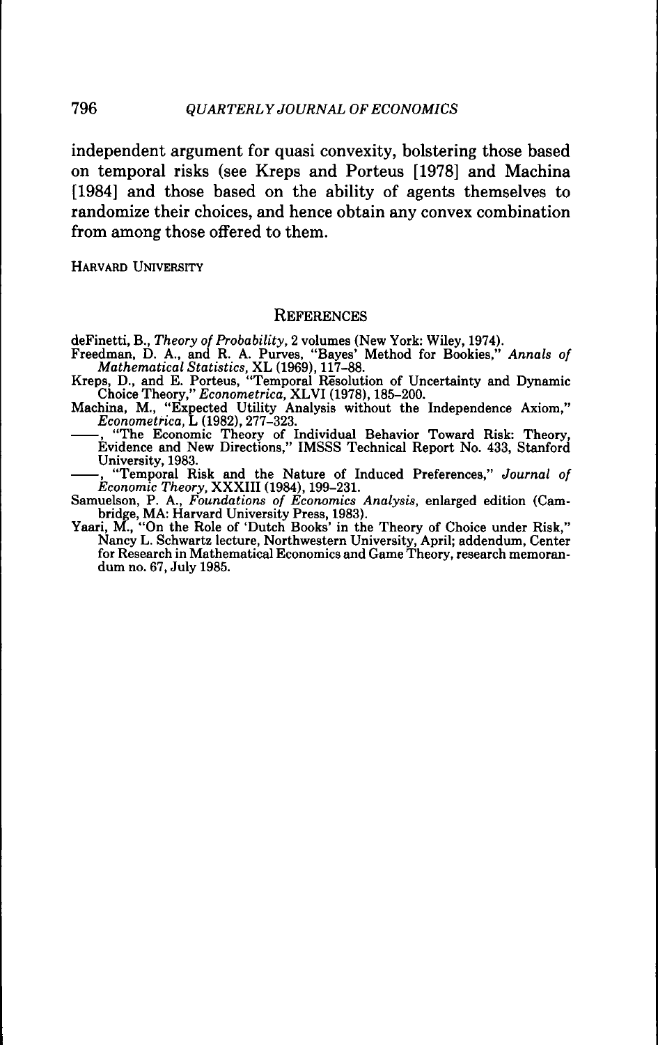independent argument for quasi convexity, bolstering those based on temporal risks (see Kreps and Porteus [1978] and Machina [1984] and those based on the ability of agents themselves to randomize their choices, and hence obtain any convex combination from among those offered to them.

HARVARD UNIVERSITY

## REFERENCES

deFinetti, B., *Theory of Probability*, 2 volumes (New York: Wiley, 1974).

Freedman, D. A., and R. A. Purves, "Bayes' Method for Bookies," *Annals of Mathematical Statistics*, XL (1969), 117–88.

Kreps, D., and E. Porteus, "Temporal Rēsolution of Uncertainty and Dynamic Choice Theory," *Econometrica*, XLVI (1978), 185–200.

Machina, M., "Expected Utility Analysis without the Independence Axiom," *Econometrica*, L (1982), 277–323.

——, "The Economic Theory of Individual Behavior Toward Risk: Theory, Evidence and New Directions," IMSSS Technical Report No. 433, Stanford University, 1983.

——, "Temporal Risk and the Nature of Induced Preferences," *Journal of Economic Theory*, XXXIII (1984), 199–231.

Samuelson, P. A., *Foundations of Economics Analysis*, enlarged edition (Cambridge, MA: Harvard University Press, 1983).

Yaari, M., "On the Role of 'Dutch Books' in the Theory of Choice under Risk," Nancy L. Schwartz lecture, Northwestern University, April; addendum, Center for Research in Mathematical Economics and Game Theory, research memorandum no. 67, July 1985.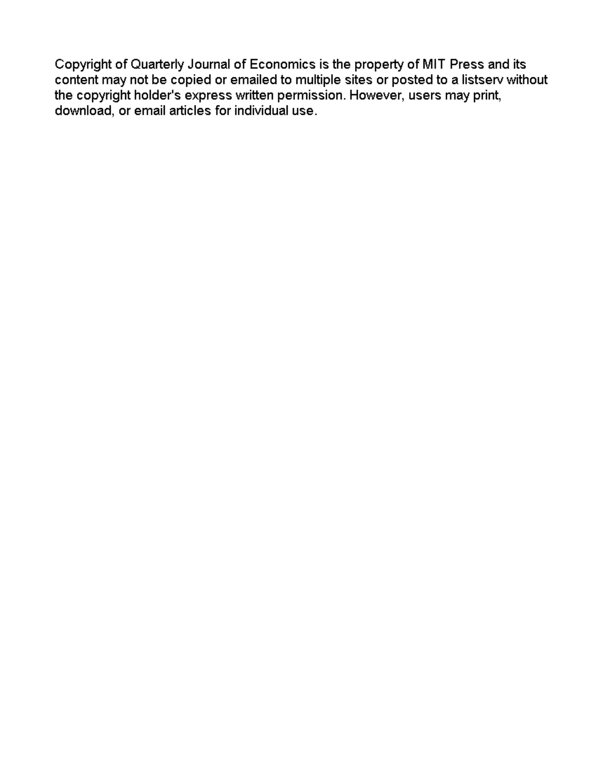Copyright of Quarterly Journal of Economics is the property of MIT Press and its content may not be copied or emailed to multiple sites or posted to a listserv without the copyright holder's express written permission. However, users may print, download, or email articles for individual use.